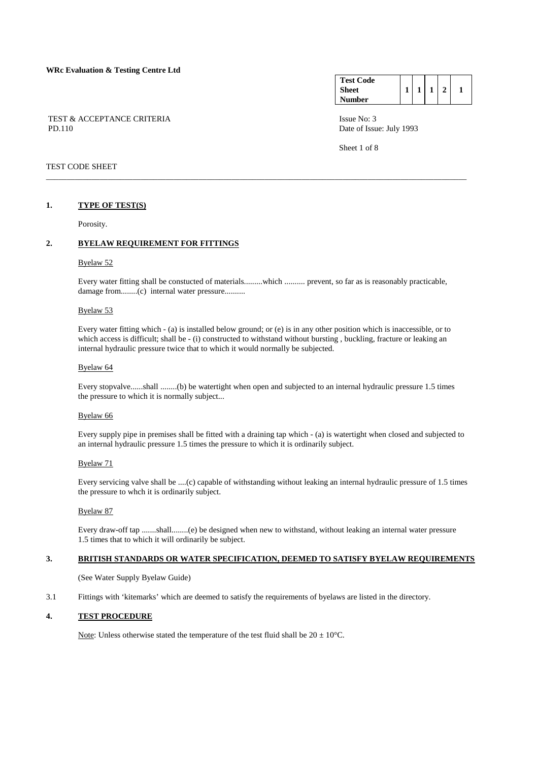**WRc Evaluation & Testing Centre Ltd**

| Test Code Sheet Number | 1 | 1 | 1 | 2 | 1 |
|---|---|---|---|---|---|

TEST & ACCEPTANCE CRITERIA
PD.110

Issue No: 3
Date of Issue: July 1993

TEST CODE SHEET

---

## 1. TYPE OF TEST(S)

Porosity.

## 2. BYELAW REQUIREMENT FOR FITTINGS

Byelaw 52

Every water fitting shall be constucted of materials.........which .......... prevent, so far as is reasonably practicable, damage from........(c) internal water pressure..........

Byelaw 53

Every water fitting which - (a) is installed below ground; or (e) is in any other position which is inaccessible, or to which access is difficult; shall be - (i) constructed to withstand without bursting , buckling, fracture or leaking an internal hydraulic pressure twice that to which it would normally be subjected.

Byelaw 64

Every stopvalve......shall ........(b) be watertight when open and subjected to an internal hydraulic pressure 1.5 times the pressure to which it is normally subject...

Byelaw 66

Every supply pipe in premises shall be fitted with a draining tap which - (a) is watertight when closed and subjected to an internal hydraulic pressure 1.5 times the pressure to which it is ordinarily subject.

Byelaw 71

Every servicing valve shall be ....(c) capable of withstanding without leaking an internal hydraulic pressure of 1.5 times the pressure to whch it is ordinarily subject.

Byelaw 87

Every draw-off tap .......shall........(e) be designed when new to withstand, without leaking an internal water pressure 1.5 times that to which it will ordinarily be subject.

## 3. BRITISH STANDARDS OR WATER SPECIFICATION, DEEMED TO SATISFY BYELAW REQUIREMENTS

(See Water Supply Byelaw Guide)

3.1 Fittings with 'kitemarks' which are deemed to satisfy the requirements of byelaws are listed in the directory.

## 4. TEST PROCEDURE

Note: Unless otherwise stated the temperature of the test fluid shall be 20 ± 10°C.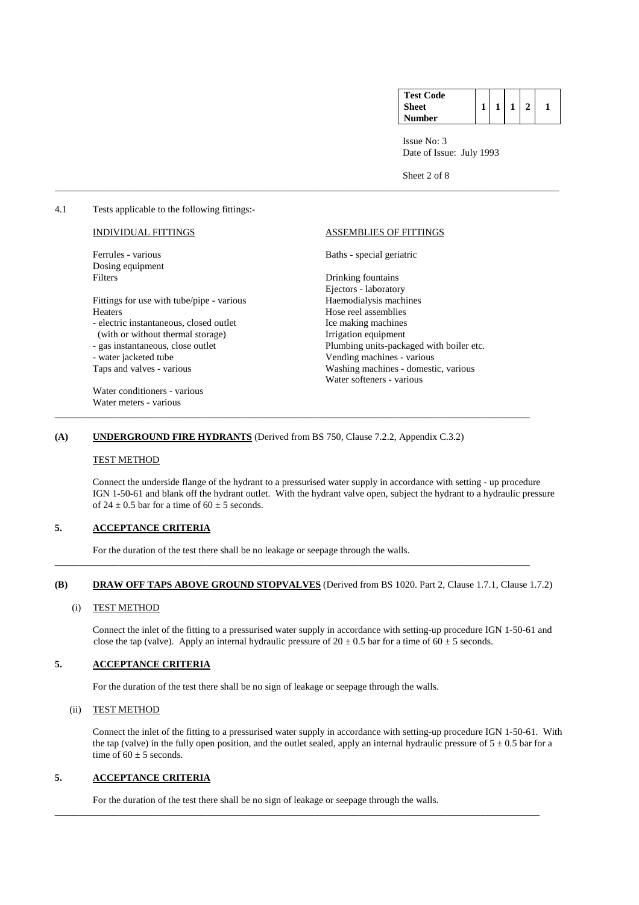4.1 Tests applicable to the following fittings:-

| INDIVIDUAL FITTINGS | ASSEMBLIES OF FITTINGS |
|---|---|
| Ferrules - various | Baths - special geriatric |
| Dosing equipment | |
| Filters | Drinking fountains |
| | Ejectors - laboratory |
| Fittings for use with tube/pipe - various | Haemodialysis machines |
| Heaters | Hose reel assemblies |
| - electric instantaneous, closed outlet | Ice making machines |
| (with or without thermal storage) | Irrigation equipment |
| - gas instantaneous, close outlet | Plumbing units-packaged with boiler etc. |
| - water jacketed tube | Vending machines - various |
| Taps and valves - various | Washing machines - domestic, various |
| | Water softeners - various |
| Water conditioners - various | |
| Water meters - various | |

---

**(A) UNDERGROUND FIRE HYDRANTS** (Derived from BS 750, Clause 7.2.2, Appendix C.3.2)

TEST METHOD

Connect the underside flange of the hydrant to a pressurised water supply in accordance with setting - up procedure IGN 1-50-61 and blank off the hydrant outlet. With the hydrant valve open, subject the hydrant to a hydraulic pressure of $24 \pm 0.5$ bar for a time of $60 \pm 5$ seconds.

**5. ACCEPTANCE CRITERIA**

For the duration of the test there shall be no leakage or seepage through the walls.

---

**(B) DRAW OFF TAPS ABOVE GROUND STOPVALVES** (Derived from BS 1020. Part 2, Clause 1.7.1, Clause 1.7.2)

(i) TEST METHOD

Connect the inlet of the fitting to a pressurised water supply in accordance with setting-up procedure IGN 1-50-61 and close the tap (valve). Apply an internal hydraulic pressure of $20 \pm 0.5$ bar for a time of $60 \pm 5$ seconds.

**5. ACCEPTANCE CRITERIA**

For the duration of the test there shall be no sign of leakage or seepage through the walls.

(ii) TEST METHOD

Connect the inlet of the fitting to a pressurised water supply in accordance with setting-up procedure IGN 1-50-61. With the tap (valve) in the fully open position, and the outlet sealed, apply an internal hydraulic pressure of $5 \pm 0.5$ bar for a time of $60 \pm 5$ seconds.

**5. ACCEPTANCE CRITERIA**

For the duration of the test there shall be no sign of leakage or seepage through the walls.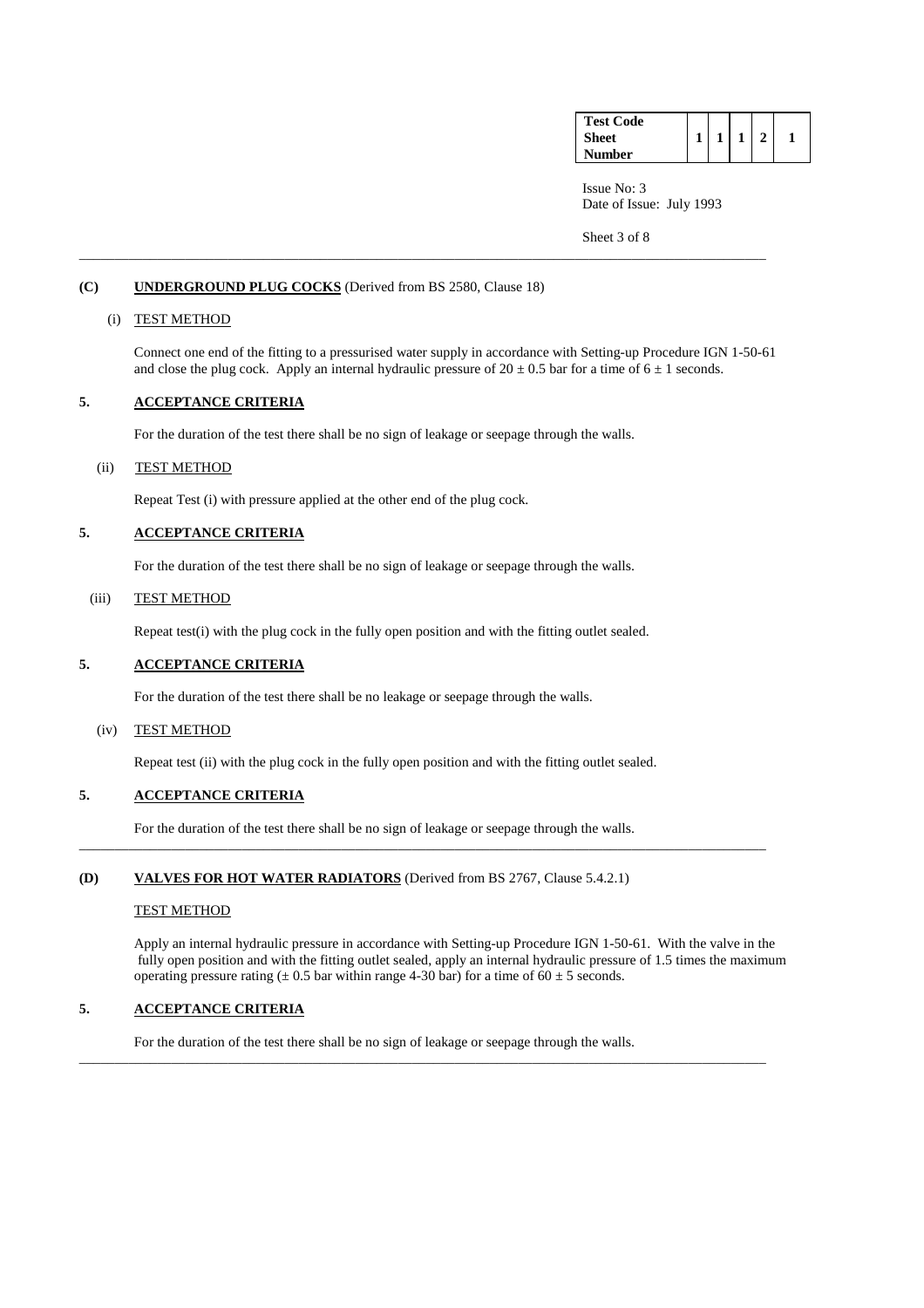| Test Code Sheet Number | 1 | 1 | 1 | 2 | 1 |
|---|---|---|---|---|---|

Issue No: 3
Date of Issue: July 1993

---

**(C) UNDERGROUND PLUG COCKS** (Derived from BS 2580, Clause 18)

(i) TEST METHOD

Connect one end of the fitting to a pressurised water supply in accordance with Setting-up Procedure IGN 1-50-61 and close the plug cock. Apply an internal hydraulic pressure of $20 \pm 0.5$ bar for a time of $6 \pm 1$ seconds.

**5. ACCEPTANCE CRITERIA**

For the duration of the test there shall be no sign of leakage or seepage through the walls.

(ii) TEST METHOD

Repeat Test (i) with pressure applied at the other end of the plug cock.

**5. ACCEPTANCE CRITERIA**

For the duration of the test there shall be no sign of leakage or seepage through the walls.

(iii) TEST METHOD

Repeat test(i) with the plug cock in the fully open position and with the fitting outlet sealed.

**5. ACCEPTANCE CRITERIA**

For the duration of the test there shall be no leakage or seepage through the walls.

(iv) TEST METHOD

Repeat test (ii) with the plug cock in the fully open position and with the fitting outlet sealed.

**5. ACCEPTANCE CRITERIA**

For the duration of the test there shall be no sign of leakage or seepage through the walls.

---

**(D) VALVES FOR HOT WATER RADIATORS** (Derived from BS 2767, Clause 5.4.2.1)

TEST METHOD

Apply an internal hydraulic pressure in accordance with Setting-up Procedure IGN 1-50-61. With the valve in the fully open position and with the fitting outlet sealed, apply an internal hydraulic pressure of 1.5 times the maximum operating pressure rating ($\pm$ 0.5 bar within range 4-30 bar) for a time of $60 \pm 5$ seconds.

**5. ACCEPTANCE CRITERIA**

For the duration of the test there shall be no sign of leakage or seepage through the walls.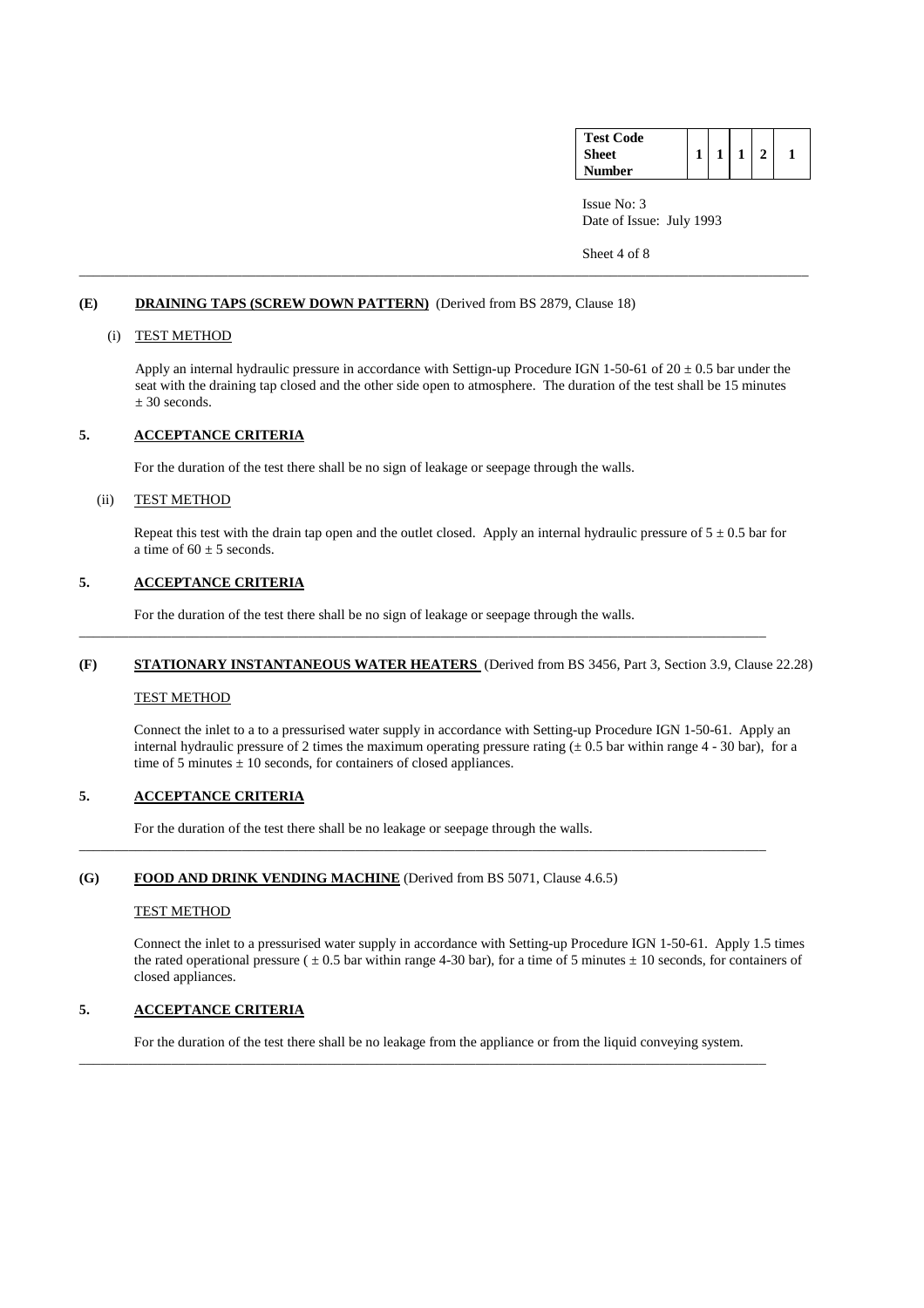**(E) DRAINING TAPS (SCREW DOWN PATTERN)** (Derived from BS 2879, Clause 18)

(i) TEST METHOD

Apply an internal hydraulic pressure in accordance with Settign-up Procedure IGN 1-50-61 of 20 ± 0.5 bar under the seat with the draining tap closed and the other side open to atmosphere. The duration of the test shall be 15 minutes ± 30 seconds.

**5. ACCEPTANCE CRITERIA**

For the duration of the test there shall be no sign of leakage or seepage through the walls.

(ii) TEST METHOD

Repeat this test with the drain tap open and the outlet closed. Apply an internal hydraulic pressure of 5 ± 0.5 bar for a time of 60 ± 5 seconds.

**5. ACCEPTANCE CRITERIA**

For the duration of the test there shall be no sign of leakage or seepage through the walls.

---

**(F) STATIONARY INSTANTANEOUS WATER HEATERS** (Derived from BS 3456, Part 3, Section 3.9, Clause 22.28)

TEST METHOD

Connect the inlet to a to a pressurised water supply in accordance with Setting-up Procedure IGN 1-50-61. Apply an internal hydraulic pressure of 2 times the maximum operating pressure rating (± 0.5 bar within range 4 - 30 bar), for a time of 5 minutes ± 10 seconds, for containers of closed appliances.

**5. ACCEPTANCE CRITERIA**

For the duration of the test there shall be no leakage or seepage through the walls.

---

**(G) FOOD AND DRINK VENDING MACHINE** (Derived from BS 5071, Clause 4.6.5)

TEST METHOD

Connect the inlet to a pressurised water supply in accordance with Setting-up Procedure IGN 1-50-61. Apply 1.5 times the rated operational pressure ( ± 0.5 bar within range 4-30 bar), for a time of 5 minutes ± 10 seconds, for containers of closed appliances.

**5. ACCEPTANCE CRITERIA**

For the duration of the test there shall be no leakage from the appliance or from the liquid conveying system.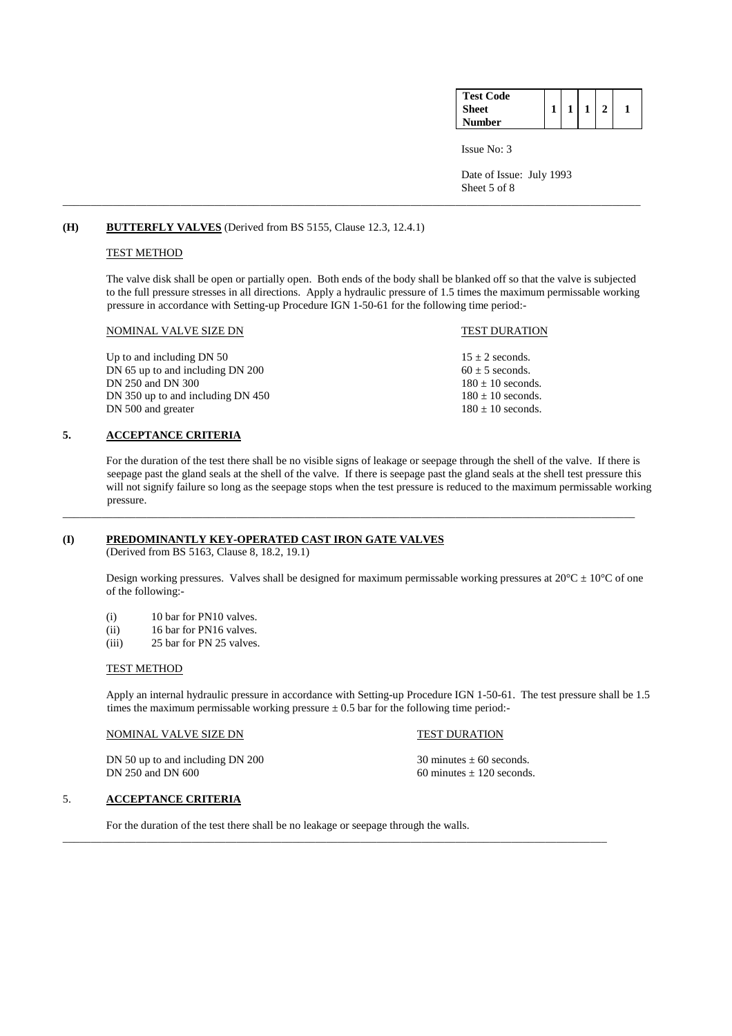| Test Code Sheet Number | 1 | 1 | 1 | 2 | 1 |
|---|---|---|---|---|---|

Issue No: 3

Date of Issue: July 1993

---

**(H) BUTTERFLY VALVES** (Derived from BS 5155, Clause 12.3, 12.4.1)

TEST METHOD

The valve disk shall be open or partially open. Both ends of the body shall be blanked off so that the valve is subjected to the full pressure stresses in all directions. Apply a hydraulic pressure of 1.5 times the maximum permissable working pressure in accordance with Setting-up Procedure IGN 1-50-61 for the following time period:-

| NOMINAL VALVE SIZE DN | TEST DURATION |
|---|---|
| Up to and including DN 50 | 15 ± 2 seconds. |
| DN 65 up to and including DN 200 | 60 ± 5 seconds. |
| DN 250 and DN 300 | 180 ± 10 seconds. |
| DN 350 up to and including DN 450 | 180 ± 10 seconds. |
| DN 500 and greater | 180 ± 10 seconds. |

**5. ACCEPTANCE CRITERIA**

For the duration of the test there shall be no visible signs of leakage or seepage through the shell of the valve. If there is seepage past the gland seals at the shell of the valve. If there is seepage past the gland seals at the shell test pressure this will not signify failure so long as the seepage stops when the test pressure is reduced to the maximum permissable working pressure.

---

**(I) PREDOMINANTLY KEY-OPERATED CAST IRON GATE VALVES**
(Derived from BS 5163, Clause 8, 18.2, 19.1)

Design working pressures. Valves shall be designed for maximum permissable working pressures at 20°C ± 10°C of one of the following:-

(i) 10 bar for PN10 valves.
(ii) 16 bar for PN16 valves.
(iii) 25 bar for PN 25 valves.

TEST METHOD

Apply an internal hydraulic pressure in accordance with Setting-up Procedure IGN 1-50-61. The test pressure shall be 1.5 times the maximum permissable working pressure ± 0.5 bar for the following time period:-

| NOMINAL VALVE SIZE DN | TEST DURATION |
|---|---|
| DN 50 up to and including DN 200 | 30 minutes ± 60 seconds. |
| DN 250 and DN 600 | 60 minutes ± 120 seconds. |

5. **ACCEPTANCE CRITERIA**

For the duration of the test there shall be no leakage or seepage through the walls.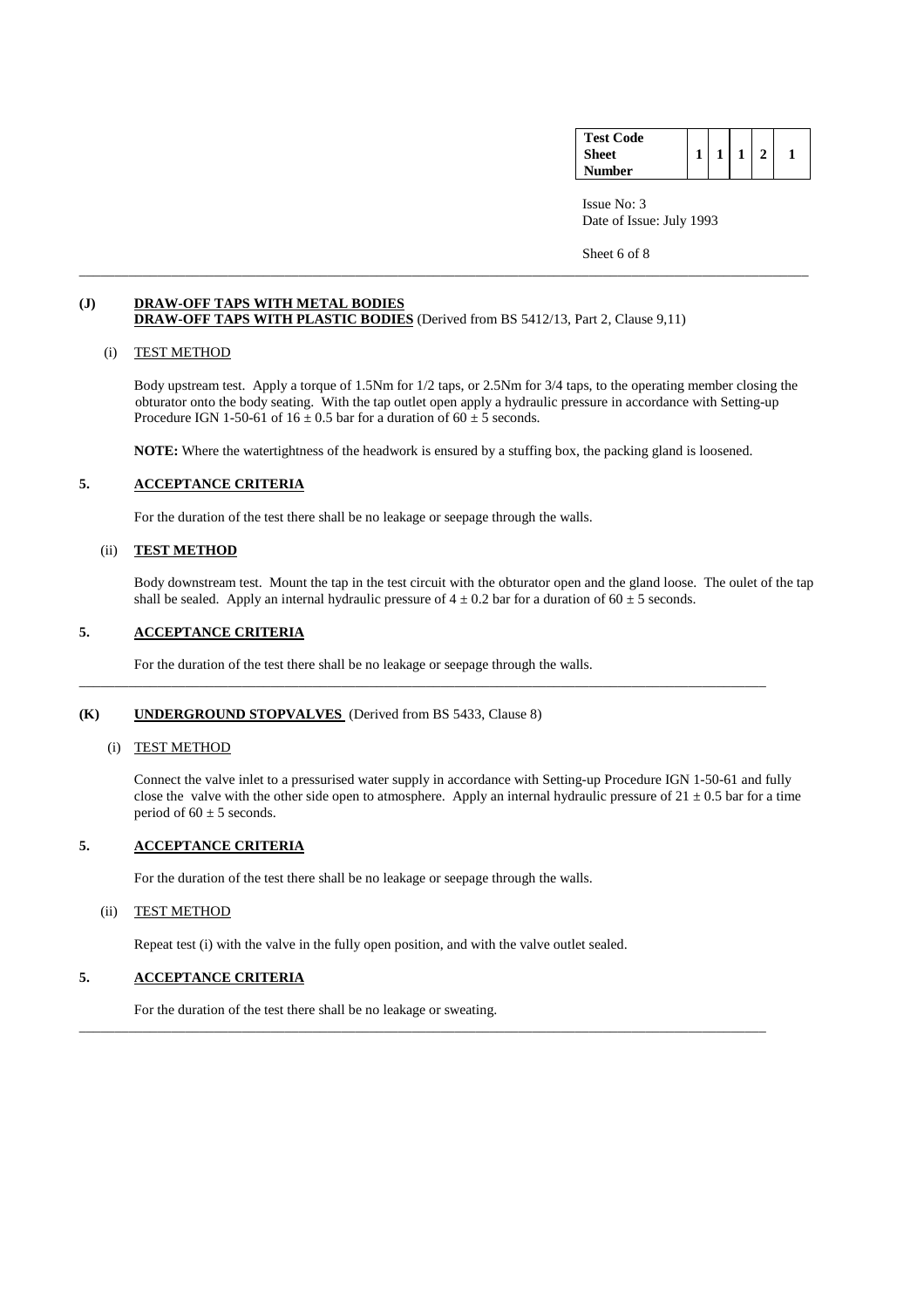**(J) DRAW-OFF TAPS WITH METAL BODIES**
**DRAW-OFF TAPS WITH PLASTIC BODIES** (Derived from BS 5412/13, Part 2, Clause 9,11)

(i) TEST METHOD

Body upstream test. Apply a torque of 1.5Nm for 1/2 taps, or 2.5Nm for 3/4 taps, to the operating member closing the obturator onto the body seating. With the tap outlet open apply a hydraulic pressure in accordance with Setting-up Procedure IGN 1-50-61 of $16 \pm 0.5$ bar for a duration of $60 \pm 5$ seconds.

**NOTE:** Where the watertightness of the headwork is ensured by a stuffing box, the packing gland is loosened.

**5. ACCEPTANCE CRITERIA**

For the duration of the test there shall be no leakage or seepage through the walls.

(ii) **TEST METHOD**

Body downstream test. Mount the tap in the test circuit with the obturator open and the gland loose. The oulet of the tap shall be sealed. Apply an internal hydraulic pressure of $4 \pm 0.2$ bar for a duration of $60 \pm 5$ seconds.

**5. ACCEPTANCE CRITERIA**

For the duration of the test there shall be no leakage or seepage through the walls.

---

**(K) UNDERGROUND STOPVALVES** (Derived from BS 5433, Clause 8)

(i) TEST METHOD

Connect the valve inlet to a pressurised water supply in accordance with Setting-up Procedure IGN 1-50-61 and fully close the valve with the other side open to atmosphere. Apply an internal hydraulic pressure of $21 \pm 0.5$ bar for a time period of $60 \pm 5$ seconds.

**5. ACCEPTANCE CRITERIA**

For the duration of the test there shall be no leakage or seepage through the walls.

(ii) TEST METHOD

Repeat test (i) with the valve in the fully open position, and with the valve outlet sealed.

**5. ACCEPTANCE CRITERIA**

For the duration of the test there shall be no leakage or sweating.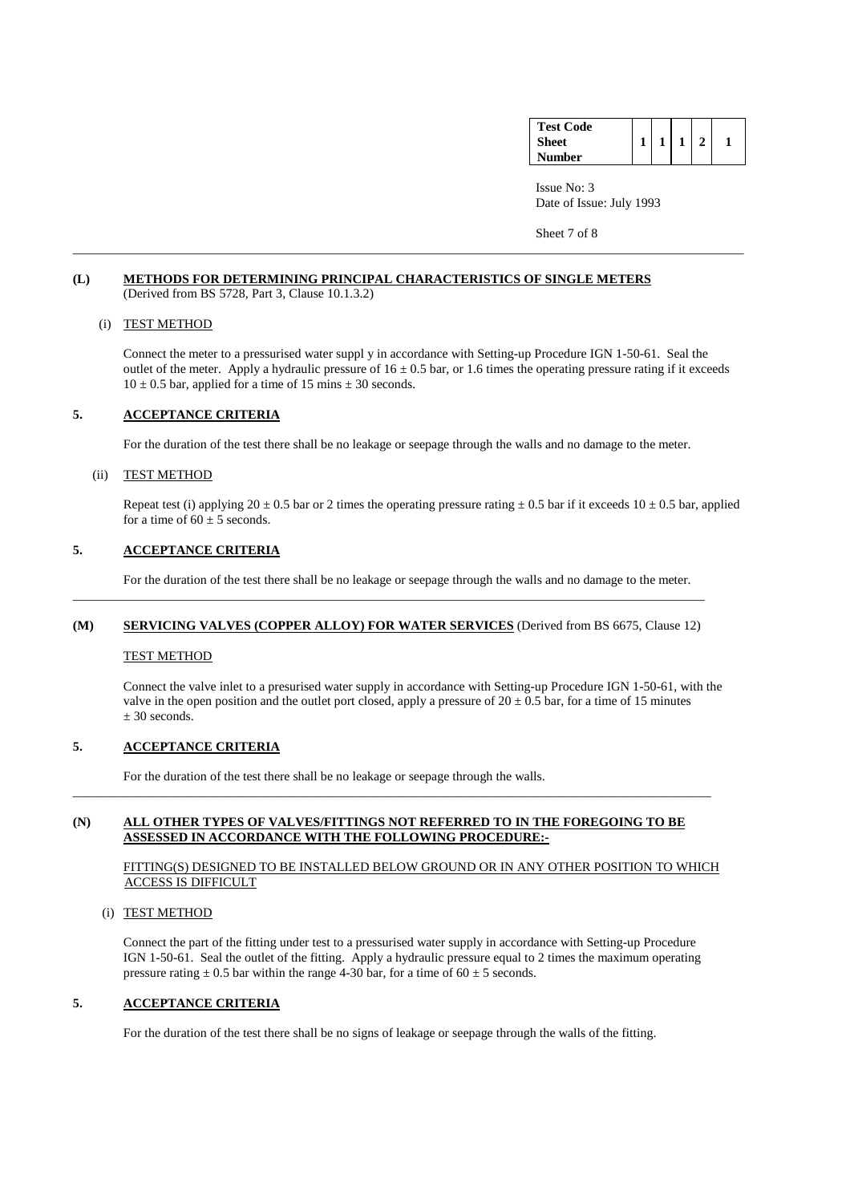| Test Code Sheet Number | 1 | 1 | 1 | 2 | 1 |
|---|---|---|---|---|---|

Issue No: 3
Date of Issue: July 1993

---

**(L)** **METHODS FOR DETERMINING PRINCIPAL CHARACTERISTICS OF SINGLE METERS**
(Derived from BS 5728, Part 3, Clause 10.1.3.2)

(i) TEST METHOD

Connect the meter to a pressurised water suppl y in accordance with Setting-up Procedure IGN 1-50-61. Seal the outlet of the meter. Apply a hydraulic pressure of 16 ± 0.5 bar, or 1.6 times the operating pressure rating if it exceeds 10 ± 0.5 bar, applied for a time of 15 mins ± 30 seconds.

**5.** **ACCEPTANCE CRITERIA**

For the duration of the test there shall be no leakage or seepage through the walls and no damage to the meter.

(ii) TEST METHOD

Repeat test (i) applying 20 ± 0.5 bar or 2 times the operating pressure rating ± 0.5 bar if it exceeds 10 ± 0.5 bar, applied for a time of 60 ± 5 seconds.

**5.** **ACCEPTANCE CRITERIA**

For the duration of the test there shall be no leakage or seepage through the walls and no damage to the meter.

---

**(M)** **SERVICING VALVES (COPPER ALLOY) FOR WATER SERVICES** (Derived from BS 6675, Clause 12)

TEST METHOD

Connect the valve inlet to a presurised water supply in accordance with Setting-up Procedure IGN 1-50-61, with the valve in the open position and the outlet port closed, apply a pressure of 20 ± 0.5 bar, for a time of 15 minutes ± 30 seconds.

**5.** **ACCEPTANCE CRITERIA**

For the duration of the test there shall be no leakage or seepage through the walls.

---

**(N)** **ALL OTHER TYPES OF VALVES/FITTINGS NOT REFERRED TO IN THE FOREGOING TO BE ASSESSED IN ACCORDANCE WITH THE FOLLOWING PROCEDURE:-**

FITTING(S) DESIGNED TO BE INSTALLED BELOW GROUND OR IN ANY OTHER POSITION TO WHICH ACCESS IS DIFFICULT

(i) TEST METHOD

Connect the part of the fitting under test to a pressurised water supply in accordance with Setting-up Procedure IGN 1-50-61. Seal the outlet of the fitting. Apply a hydraulic pressure equal to 2 times the maximum operating pressure rating ± 0.5 bar within the range 4-30 bar, for a time of 60 ± 5 seconds.

**5.** **ACCEPTANCE CRITERIA**

For the duration of the test there shall be no signs of leakage or seepage through the walls of the fitting.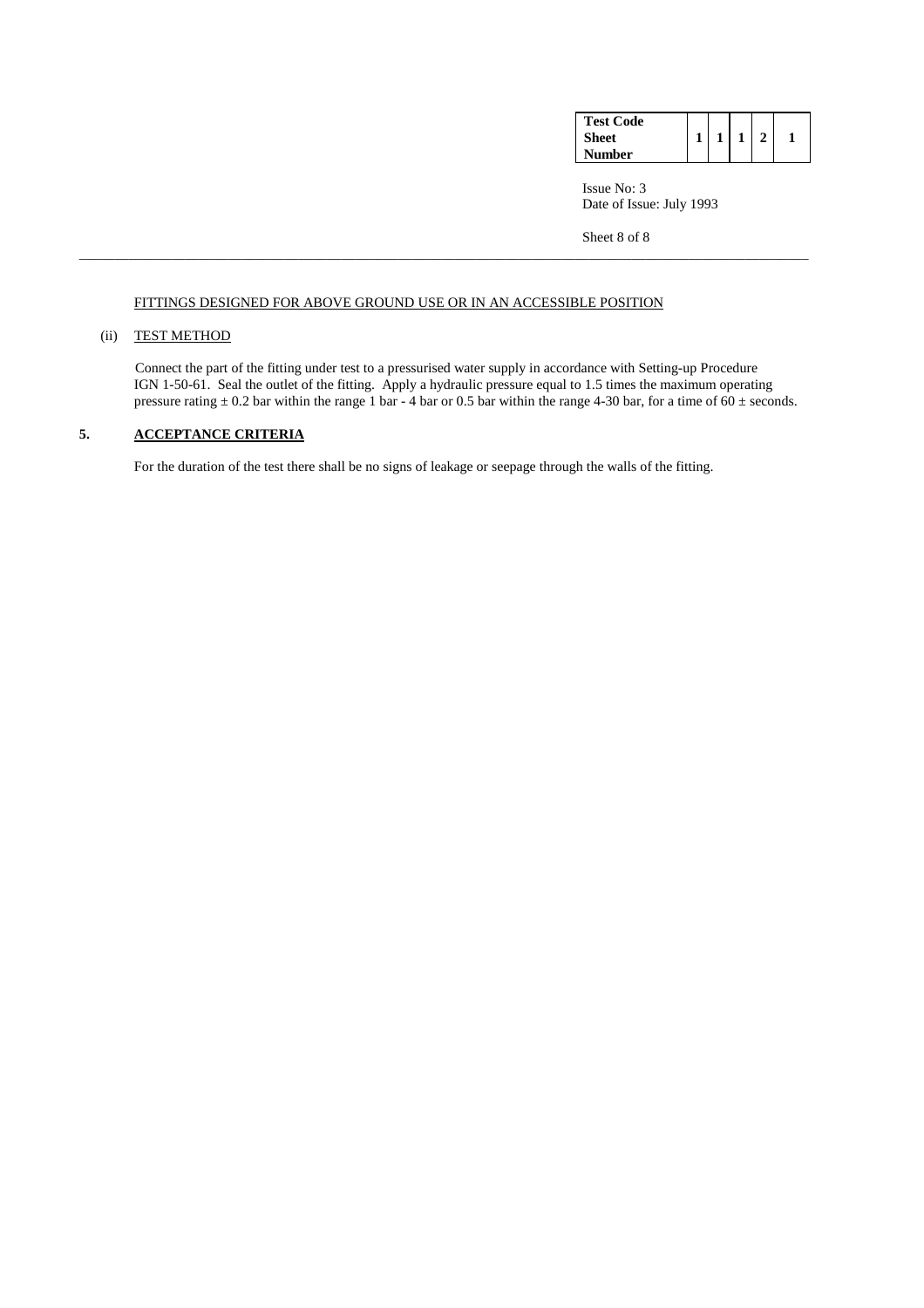| Test Code Sheet Number | 1 | 1 | 1 | 2 | 1 |
|---|---|---|---|---|---|

Issue No: 3
Date of Issue: July 1993

FITTINGS DESIGNED FOR ABOVE GROUND USE OR IN AN ACCESSIBLE POSITION

(ii) TEST METHOD

Connect the part of the fitting under test to a pressurised water supply in accordance with Setting-up Procedure IGN 1-50-61. Seal the outlet of the fitting. Apply a hydraulic pressure equal to 1.5 times the maximum operating pressure rating ± 0.2 bar within the range 1 bar - 4 bar or 0.5 bar within the range 4-30 bar, for a time of 60 ± seconds.

## 5. ACCEPTANCE CRITERIA

For the duration of the test there shall be no signs of leakage or seepage through the walls of the fitting.